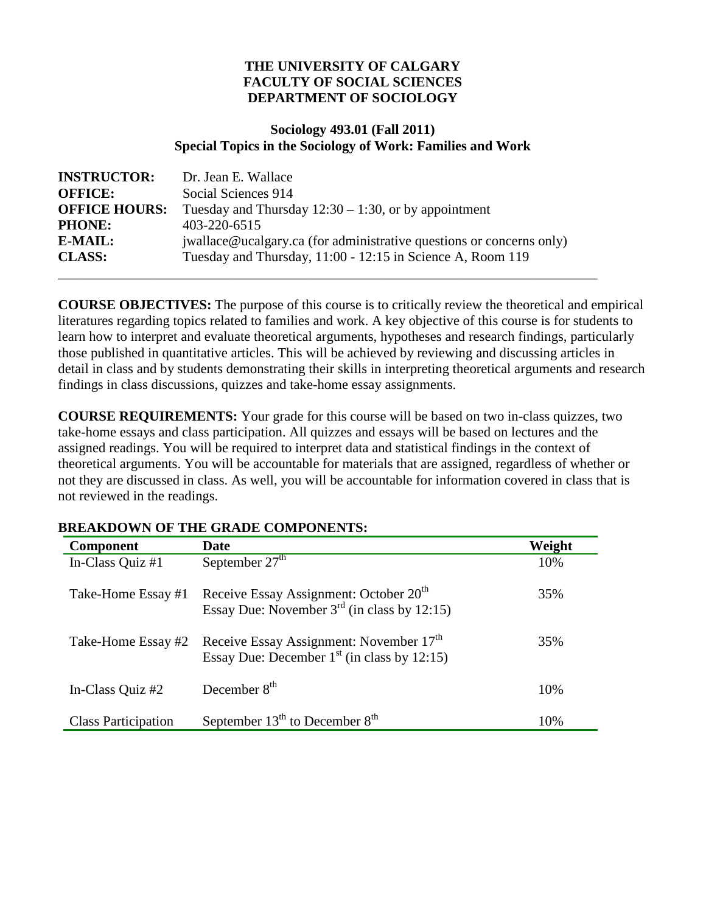**THE UNIVERSITY OF CALGARY**
**FACULTY OF SOCIAL SCIENCES**
**DEPARTMENT OF SOCIOLOGY**

**Sociology 493.01 (Fall 2011)**
**Special Topics in the Sociology of Work: Families and Work**

**INSTRUCTOR:** Dr. Jean E. Wallace
**OFFICE:** Social Sciences 914
**OFFICE HOURS:** Tuesday and Thursday 12:30 – 1:30, or by appointment
**PHONE:** 403-220-6515
**E-MAIL:** jwallace@ucalgary.ca (for administrative questions or concerns only)
**CLASS:** Tuesday and Thursday, 11:00 - 12:15 in Science A, Room 119

---

**COURSE OBJECTIVES:** The purpose of this course is to critically review the theoretical and empirical literatures regarding topics related to families and work. A key objective of this course is for students to learn how to interpret and evaluate theoretical arguments, hypotheses and research findings, particularly those published in quantitative articles. This will be achieved by reviewing and discussing articles in detail in class and by students demonstrating their skills in interpreting theoretical arguments and research findings in class discussions, quizzes and take-home essay assignments.

**COURSE REQUIREMENTS:** Your grade for this course will be based on two in-class quizzes, two take-home essays and class participation. All quizzes and essays will be based on lectures and the assigned readings. You will be required to interpret data and statistical findings in the context of theoretical arguments. You will be accountable for materials that are assigned, regardless of whether or not they are discussed in class. As well, you will be accountable for information covered in class that is not reviewed in the readings.

**BREAKDOWN OF THE GRADE COMPONENTS:**

| Component | Date | Weight |
|---|---|---|
| In-Class Quiz #1 | September 27th | 10% |
| Take-Home Essay #1 | Receive Essay Assignment: October 20th<br>Essay Due: November 3rd (in class by 12:15) | 35% |
| Take-Home Essay #2 | Receive Essay Assignment: November 17th<br>Essay Due: December 1st (in class by 12:15) | 35% |
| In-Class Quiz #2 | December 8th | 10% |
| Class Participation | September 13th to December 8th | 10% |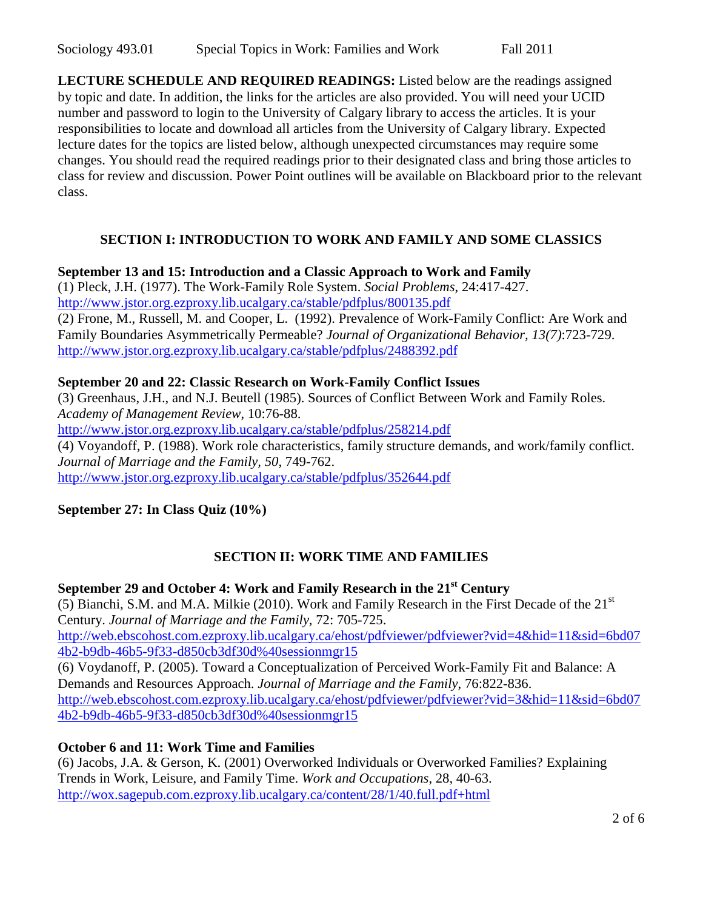**LECTURE SCHEDULE AND REQUIRED READINGS:** Listed below are the readings assigned by topic and date. In addition, the links for the articles are also provided. You will need your UCID number and password to login to the University of Calgary library to access the articles. It is your responsibilities to locate and download all articles from the University of Calgary library. Expected lecture dates for the topics are listed below, although unexpected circumstances may require some changes. You should read the required readings prior to their designated class and bring those articles to class for review and discussion. Power Point outlines will be available on Blackboard prior to the relevant class.

## SECTION I: INTRODUCTION TO WORK AND FAMILY AND SOME CLASSICS

**September 13 and 15: Introduction and a Classic Approach to Work and Family**

(1) Pleck, J.H. (1977). The Work-Family Role System. *Social Problems*, 24:417-427.
http://www.jstor.org.ezproxy.lib.ucalgary.ca/stable/pdfplus/800135.pdf

(2) Frone, M., Russell, M. and Cooper, L. (1992). Prevalence of Work-Family Conflict: Are Work and Family Boundaries Asymmetrically Permeable? *Journal of Organizational Behavior*, *13(7)*:723-729.
http://www.jstor.org.ezproxy.lib.ucalgary.ca/stable/pdfplus/2488392.pdf

**September 20 and 22: Classic Research on Work-Family Conflict Issues**

(3) Greenhaus, J.H., and N.J. Beutell (1985). Sources of Conflict Between Work and Family Roles. *Academy of Management Review*, 10:76-88.
http://www.jstor.org.ezproxy.lib.ucalgary.ca/stable/pdfplus/258214.pdf

(4) Voyandoff, P. (1988). Work role characteristics, family structure demands, and work/family conflict. *Journal of Marriage and the Family, 50*, 749-762.
http://www.jstor.org.ezproxy.lib.ucalgary.ca/stable/pdfplus/352644.pdf

**September 27: In Class Quiz (10%)**

## SECTION II: WORK TIME AND FAMILIES

**September 29 and October 4: Work and Family Research in the 21st Century**

(5) Bianchi, S.M. and M.A. Milkie (2010). Work and Family Research in the First Decade of the 21st Century. *Journal of Marriage and the Family*, 72: 705-725.
http://web.ebscohost.com.ezproxy.lib.ucalgary.ca/ehost/pdfviewer/pdfviewer?vid=4&hid=11&sid=6bd074b2-b9db-46b5-9f33-d850cb3df30d%40sessionmgr15

(6) Voydanoff, P. (2005). Toward a Conceptualization of Perceived Work-Family Fit and Balance: A Demands and Resources Approach. *Journal of Marriage and the Family*, 76:822-836.
http://web.ebscohost.com.ezproxy.lib.ucalgary.ca/ehost/pdfviewer/pdfviewer?vid=3&hid=11&sid=6bd074b2-b9db-46b5-9f33-d850cb3df30d%40sessionmgr15

**October 6 and 11: Work Time and Families**

(6) Jacobs, J.A. & Gerson, K. (2001) Overworked Individuals or Overworked Families? Explaining Trends in Work, Leisure, and Family Time. *Work and Occupations*, 28, 40-63.
http://wox.sagepub.com.ezproxy.lib.ucalgary.ca/content/28/1/40.full.pdf+html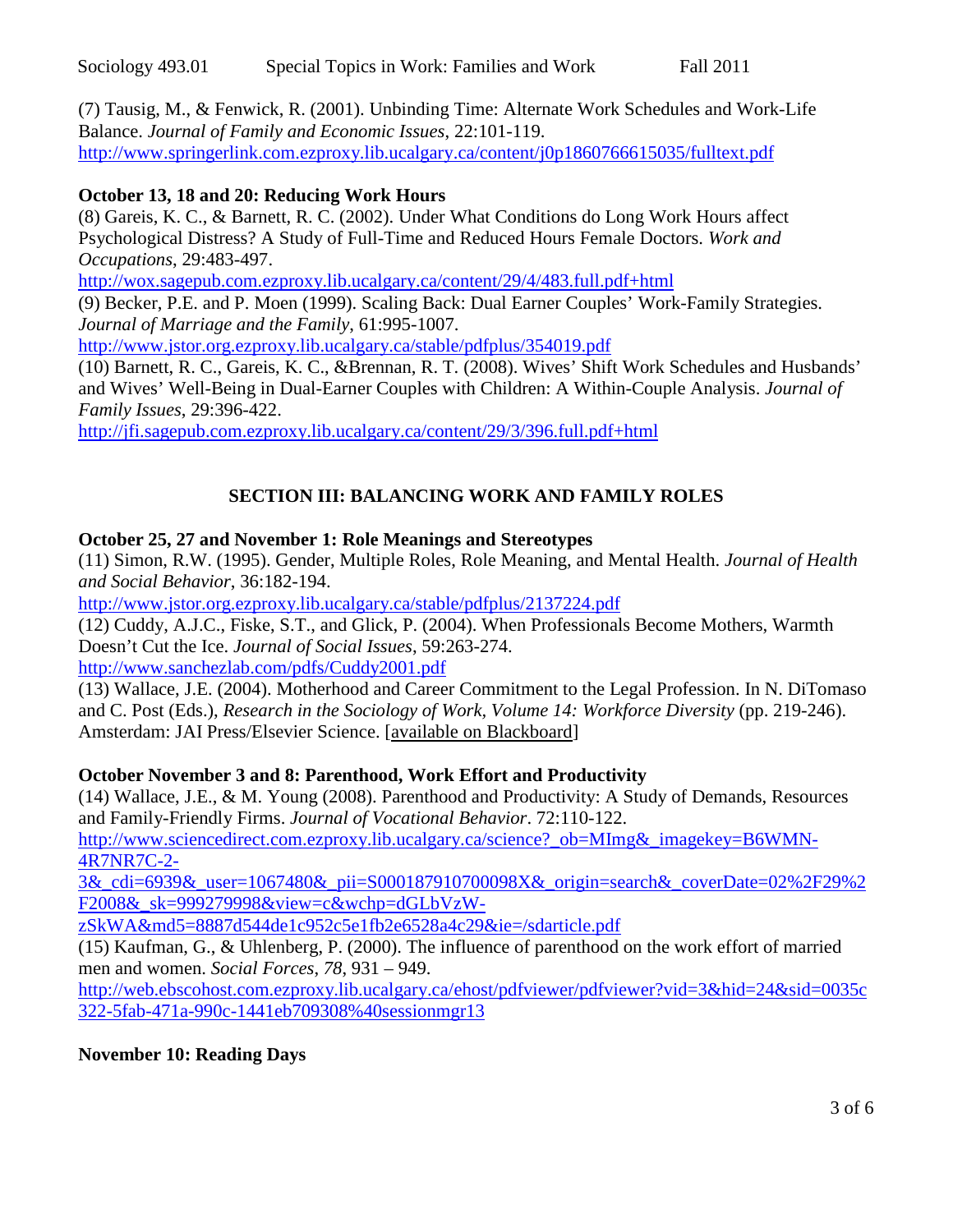(7) Tausig, M., & Fenwick, R. (2001). Unbinding Time: Alternate Work Schedules and Work-Life Balance. *Journal of Family and Economic Issues*, 22:101-119.
http://www.springerlink.com.ezproxy.lib.ucalgary.ca/content/j0p1860766615035/fulltext.pdf

**October 13, 18 and 20: Reducing Work Hours**

(8) Gareis, K. C., & Barnett, R. C. (2002). Under What Conditions do Long Work Hours affect Psychological Distress? A Study of Full-Time and Reduced Hours Female Doctors. *Work and Occupations*, 29:483-497.
http://wox.sagepub.com.ezproxy.lib.ucalgary.ca/content/29/4/483.full.pdf+html

(9) Becker, P.E. and P. Moen (1999). Scaling Back: Dual Earner Couples' Work-Family Strategies. *Journal of Marriage and the Family*, 61:995-1007.
http://www.jstor.org.ezproxy.lib.ucalgary.ca/stable/pdfplus/354019.pdf

(10) Barnett, R. C., Gareis, K. C., &Brennan, R. T. (2008). Wives' Shift Work Schedules and Husbands' and Wives' Well-Being in Dual-Earner Couples with Children: A Within-Couple Analysis. *Journal of Family Issues*, 29:396-422.
http://jfi.sagepub.com.ezproxy.lib.ucalgary.ca/content/29/3/396.full.pdf+html

## SECTION III: BALANCING WORK AND FAMILY ROLES

**October 25, 27 and November 1: Role Meanings and Stereotypes**

(11) Simon, R.W. (1995). Gender, Multiple Roles, Role Meaning, and Mental Health. *Journal of Health and Social Behavior*, 36:182-194.
http://www.jstor.org.ezproxy.lib.ucalgary.ca/stable/pdfplus/2137224.pdf

(12) Cuddy, A.J.C., Fiske, S.T., and Glick, P. (2004). When Professionals Become Mothers, Warmth Doesn't Cut the Ice. *Journal of Social Issues*, 59:263-274.
http://www.sanchezlab.com/pdfs/Cuddy2001.pdf

(13) Wallace, J.E. (2004). Motherhood and Career Commitment to the Legal Profession. In N. DiTomaso and C. Post (Eds.), *Research in the Sociology of Work, Volume 14: Workforce Diversity* (pp. 219-246). Amsterdam: JAI Press/Elsevier Science. [available on Blackboard]

**October November 3 and 8: Parenthood, Work Effort and Productivity**

(14) Wallace, J.E., & M. Young (2008). Parenthood and Productivity: A Study of Demands, Resources and Family-Friendly Firms. *Journal of Vocational Behavior*. 72:110-122.
http://www.sciencedirect.com.ezproxy.lib.ucalgary.ca/science?_ob=MImg&_imagekey=B6WMN-4R7NR7C-2-3&_cdi=6939&_user=1067480&_pii=S000187910700098X&_origin=search&_coverDate=02%2F29%2F2008&_sk=999279998&view=c&wchp=dGLbVzW-zSkWA&md5=8887d544de1c952c5e1fb2e6528a4c29&ie=/sdarticle.pdf

(15) Kaufman, G., & Uhlenberg, P. (2000). The influence of parenthood on the work effort of married men and women. *Social Forces*, *78*, 931 – 949.
http://web.ebscohost.com.ezproxy.lib.ucalgary.ca/ehost/pdfviewer/pdfviewer?vid=3&hid=24&sid=0035c322-5fab-471a-990c-1441eb709308%40sessionmgr13

**November 10: Reading Days**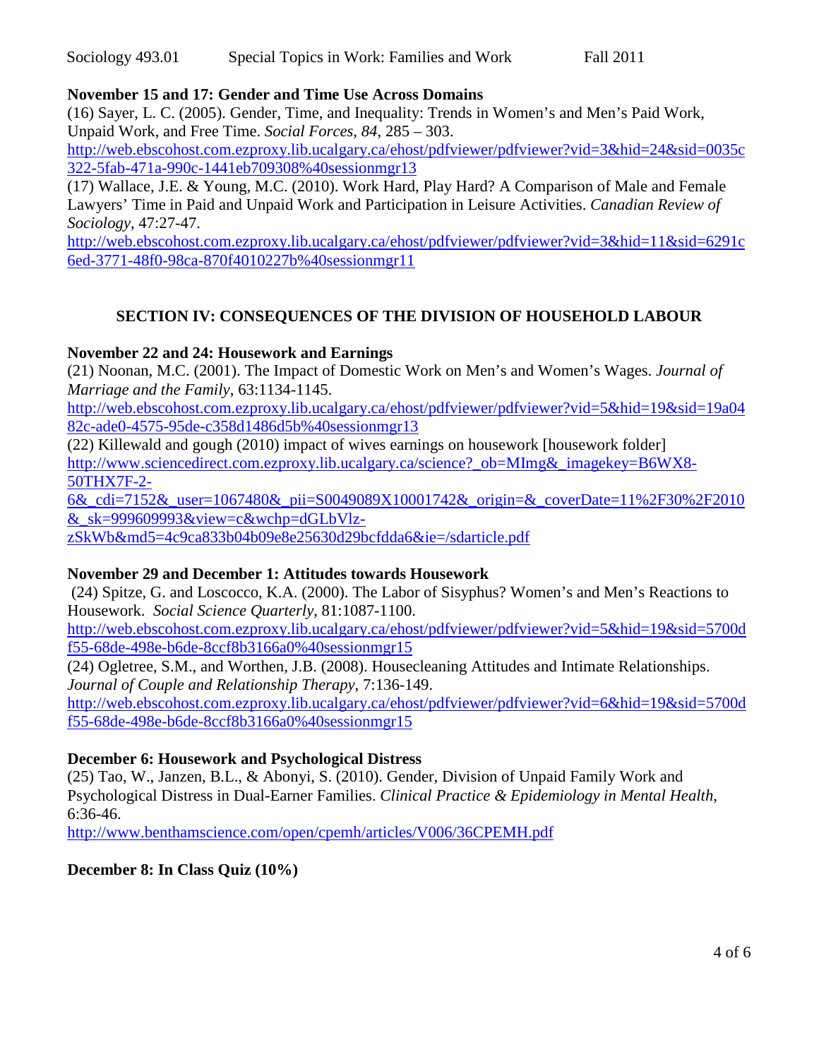**November 15 and 17: Gender and Time Use Across Domains**

(16) Sayer, L. C. (2005). Gender, Time, and Inequality: Trends in Women's and Men's Paid Work, Unpaid Work, and Free Time. *Social Forces, 84*, 285 – 303.
http://web.ebscohost.com.ezproxy.lib.ucalgary.ca/ehost/pdfviewer/pdfviewer?vid=3&hid=24&sid=0035c322-5fab-471a-990c-1441eb709308%40sessionmgr13

(17) Wallace, J.E. & Young, M.C. (2010). Work Hard, Play Hard? A Comparison of Male and Female Lawyers' Time in Paid and Unpaid Work and Participation in Leisure Activities. *Canadian Review of Sociology*, 47:27-47.
http://web.ebscohost.com.ezproxy.lib.ucalgary.ca/ehost/pdfviewer/pdfviewer?vid=3&hid=11&sid=6291c6ed-3771-48f0-98ca-870f4010227b%40sessionmgr11

## SECTION IV: CONSEQUENCES OF THE DIVISION OF HOUSEHOLD LABOUR

**November 22 and 24: Housework and Earnings**

(21) Noonan, M.C. (2001). The Impact of Domestic Work on Men's and Women's Wages. *Journal of Marriage and the Family*, 63:1134-1145.
http://web.ebscohost.com.ezproxy.lib.ucalgary.ca/ehost/pdfviewer/pdfviewer?vid=5&hid=19&sid=19a0482c-ade0-4575-95de-c358d1486d5b%40sessionmgr13

(22) Killewald and gough (2010) impact of wives earnings on housework [housework folder]
http://www.sciencedirect.com.ezproxy.lib.ucalgary.ca/science?_ob=MImg&_imagekey=B6WX8-50THX7F-2-6&_cdi=7152&_user=1067480&_pii=S0049089X10001742&_origin=&_coverDate=11%2F30%2F2010&_sk=999609993&view=c&wchp=dGLbVlz-zSkWb&md5=4c9ca833b04b09e8e25630d29bcfdda6&ie=/sdarticle.pdf

**November 29 and December 1: Attitudes towards Housework**

(24) Spitze, G. and Loscocco, K.A. (2000). The Labor of Sisyphus? Women's and Men's Reactions to Housework. *Social Science Quarterly*, 81:1087-1100.
http://web.ebscohost.com.ezproxy.lib.ucalgary.ca/ehost/pdfviewer/pdfviewer?vid=5&hid=19&sid=5700df55-68de-498e-b6de-8ccf8b3166a0%40sessionmgr15

(24) Ogletree, S.M., and Worthen, J.B. (2008). Housecleaning Attitudes and Intimate Relationships. *Journal of Couple and Relationship Therapy*, 7:136-149.
http://web.ebscohost.com.ezproxy.lib.ucalgary.ca/ehost/pdfviewer/pdfviewer?vid=6&hid=19&sid=5700df55-68de-498e-b6de-8ccf8b3166a0%40sessionmgr15

**December 6: Housework and Psychological Distress**

(25) Tao, W., Janzen, B.L., & Abonyi, S. (2010). Gender, Division of Unpaid Family Work and Psychological Distress in Dual-Earner Families. *Clinical Practice & Epidemiology in Mental Health*, 6:36-46.
http://www.benthamscience.com/open/cpemh/articles/V006/36CPEMH.pdf

**December 8: In Class Quiz (10%)**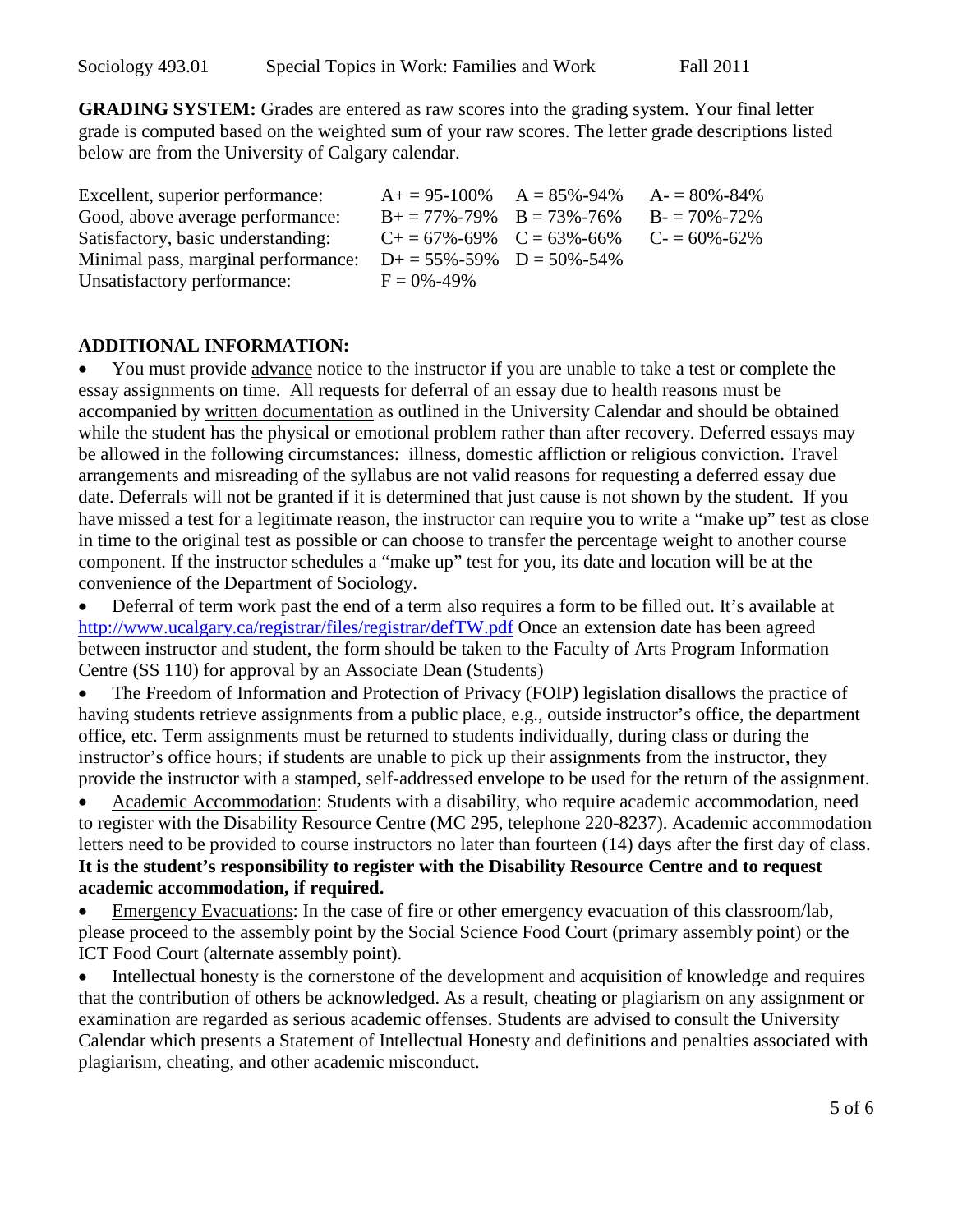**GRADING SYSTEM:** Grades are entered as raw scores into the grading system. Your final letter grade is computed based on the weighted sum of your raw scores. The letter grade descriptions listed below are from the University of Calgary calendar.

| | | | |
|---|---|---|---|
| Excellent, superior performance: | A+ = 95-100% | A = 85%-94% | A- = 80%-84% |
| Good, above average performance: | B+ = 77%-79% | B = 73%-76% | B- = 70%-72% |
| Satisfactory, basic understanding: | C+ = 67%-69% | C = 63%-66% | C- = 60%-62% |
| Minimal pass, marginal performance: | D+ = 55%-59% | D = 50%-54% | |
| Unsatisfactory performance: | F = 0%-49% | | |

**ADDITIONAL INFORMATION:**

- You must provide advance notice to the instructor if you are unable to take a test or complete the essay assignments on time. All requests for deferral of an essay due to health reasons must be accompanied by written documentation as outlined in the University Calendar and should be obtained while the student has the physical or emotional problem rather than after recovery. Deferred essays may be allowed in the following circumstances: illness, domestic affliction or religious conviction. Travel arrangements and misreading of the syllabus are not valid reasons for requesting a deferred essay due date. Deferrals will not be granted if it is determined that just cause is not shown by the student. If you have missed a test for a legitimate reason, the instructor can require you to write a "make up" test as close in time to the original test as possible or can choose to transfer the percentage weight to another course component. If the instructor schedules a "make up" test for you, its date and location will be at the convenience of the Department of Sociology.
- Deferral of term work past the end of a term also requires a form to be filled out. It's available at http://www.ucalgary.ca/registrar/files/registrar/defTW.pdf Once an extension date has been agreed between instructor and student, the form should be taken to the Faculty of Arts Program Information Centre (SS 110) for approval by an Associate Dean (Students)
- The Freedom of Information and Protection of Privacy (FOIP) legislation disallows the practice of having students retrieve assignments from a public place, e.g., outside instructor's office, the department office, etc. Term assignments must be returned to students individually, during class or during the instructor's office hours; if students are unable to pick up their assignments from the instructor, they provide the instructor with a stamped, self-addressed envelope to be used for the return of the assignment.
- Academic Accommodation: Students with a disability, who require academic accommodation, need to register with the Disability Resource Centre (MC 295, telephone 220-8237). Academic accommodation letters need to be provided to course instructors no later than fourteen (14) days after the first day of class. **It is the student's responsibility to register with the Disability Resource Centre and to request academic accommodation, if required.**
- Emergency Evacuations: In the case of fire or other emergency evacuation of this classroom/lab, please proceed to the assembly point by the Social Science Food Court (primary assembly point) or the ICT Food Court (alternate assembly point).
- Intellectual honesty is the cornerstone of the development and acquisition of knowledge and requires that the contribution of others be acknowledged. As a result, cheating or plagiarism on any assignment or examination are regarded as serious academic offenses. Students are advised to consult the University Calendar which presents a Statement of Intellectual Honesty and definitions and penalties associated with plagiarism, cheating, and other academic misconduct.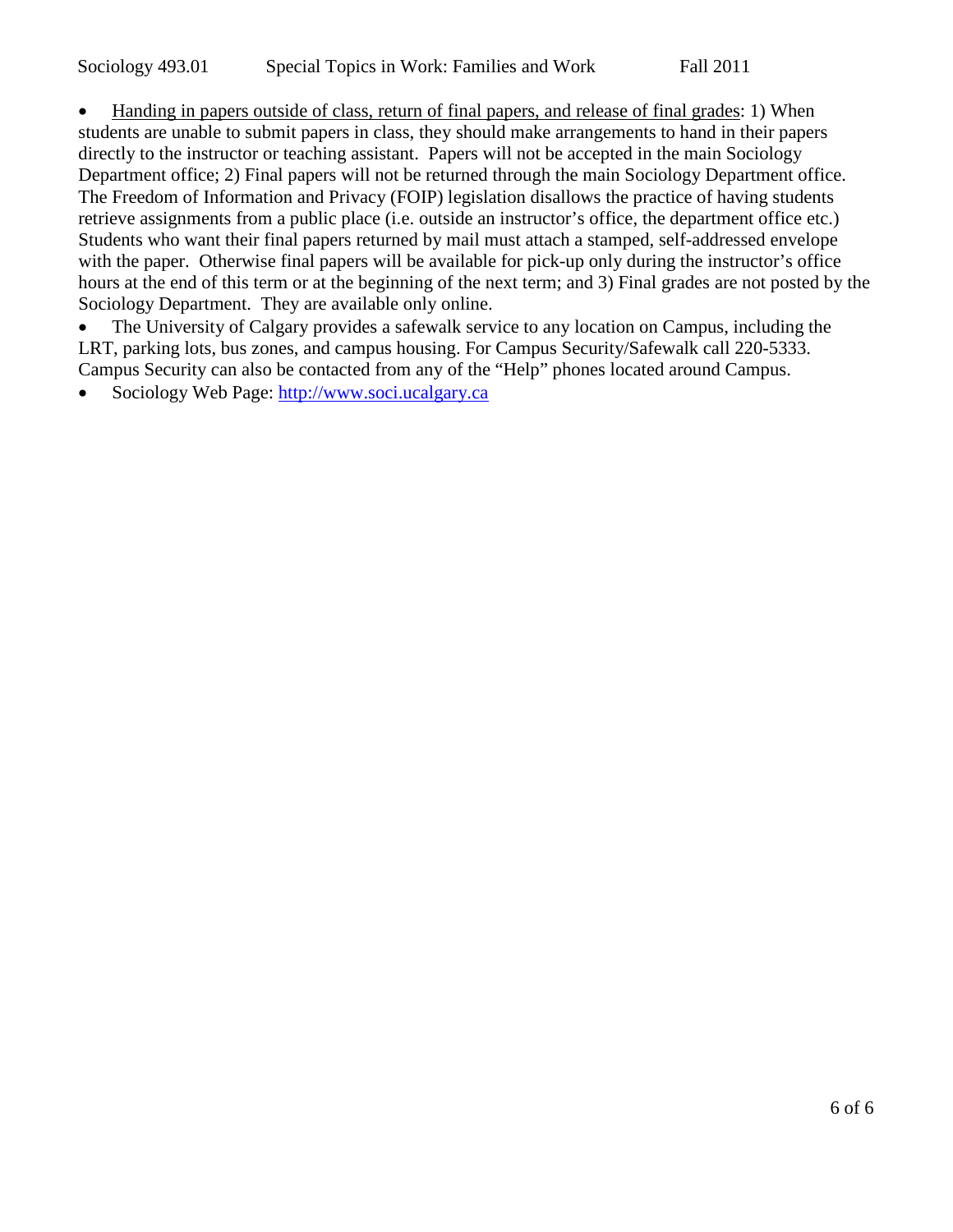- <u>Handing in papers outside of class, return of final papers, and release of final grades</u>: 1) When students are unable to submit papers in class, they should make arrangements to hand in their papers directly to the instructor or teaching assistant. Papers will not be accepted in the main Sociology Department office; 2) Final papers will not be returned through the main Sociology Department office. The Freedom of Information and Privacy (FOIP) legislation disallows the practice of having students retrieve assignments from a public place (i.e. outside an instructor's office, the department office etc.) Students who want their final papers returned by mail must attach a stamped, self-addressed envelope with the paper. Otherwise final papers will be available for pick-up only during the instructor's office hours at the end of this term or at the beginning of the next term; and 3) Final grades are not posted by the Sociology Department. They are available only online.
- The University of Calgary provides a safewalk service to any location on Campus, including the LRT, parking lots, bus zones, and campus housing. For Campus Security/Safewalk call 220-5333. Campus Security can also be contacted from any of the "Help" phones located around Campus.
- Sociology Web Page: [http://www.soci.ucalgary.ca](http://www.soci.ucalgary.ca)